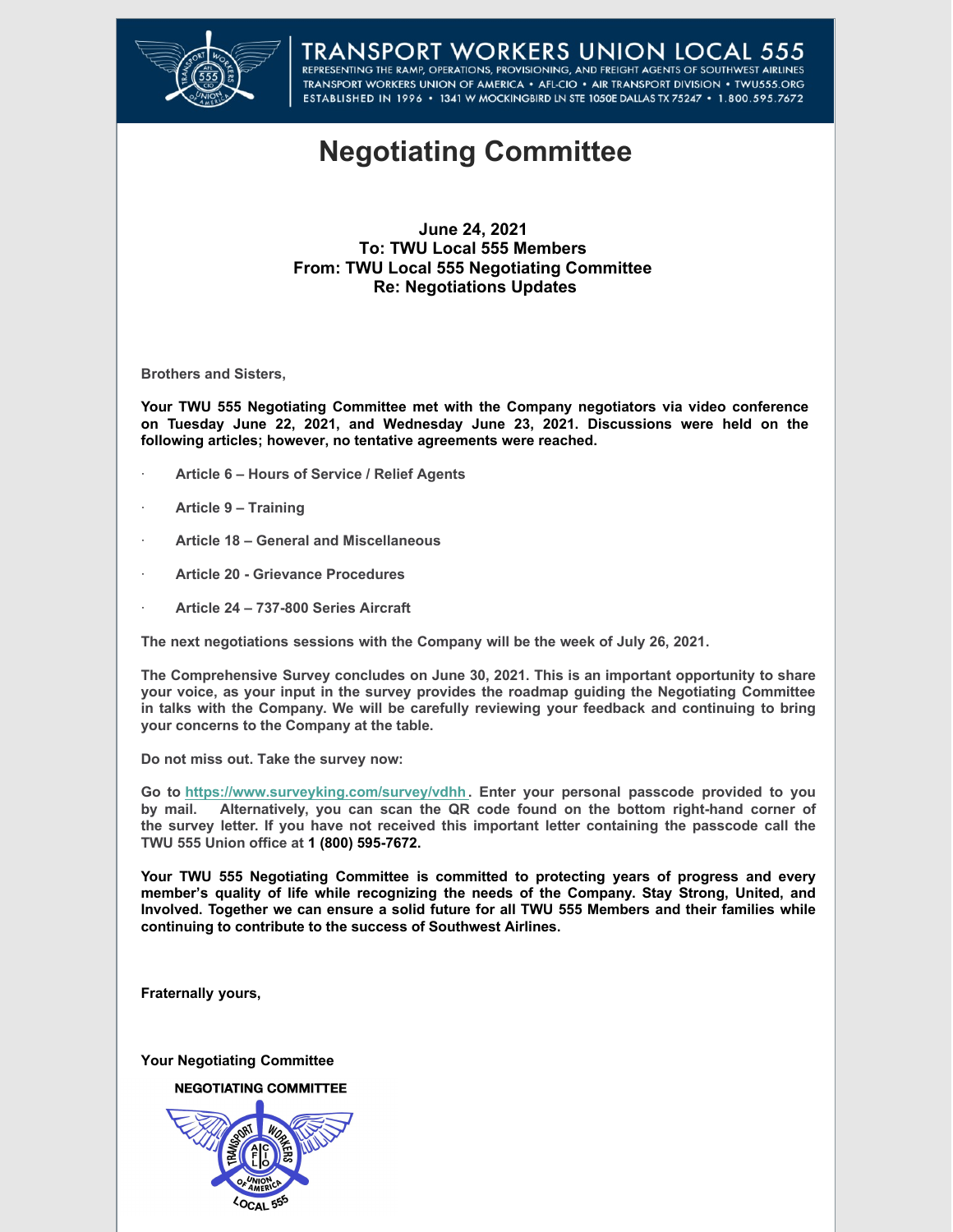# TRANSPORT WORKERS UNION LOCAL 555

REPRESENTING THE RAMP, OPERATIONS, PROVISIONING, AND FREIGHT AGENTS OF SOUTHWEST AIRLINES
TRANSPORT WORKERS UNION OF AMERICA • AFL-CIO • AIR TRANSPORT DIVISION • TWU555.ORG
ESTABLISHED IN 1996 • 1341 W MOCKINGBIRD LN STE 1050E DALLAS TX 75247 • 1.800.595.7672

# Negotiating Committee

**June 24, 2021**
**To: TWU Local 555 Members**
**From: TWU Local 555 Negotiating Committee**
**Re: Negotiations Updates**

**Brothers and Sisters,**

**Your TWU 555 Negotiating Committee met with the Company negotiators via video conference on Tuesday June 22, 2021, and Wednesday June 23, 2021. Discussions were held on the following articles; however, no tentative agreements were reached.**

- **Article 6 – Hours of Service / Relief Agents**
- **Article 9 – Training**
- **Article 18 – General and Miscellaneous**
- **Article 20 - Grievance Procedures**
- **Article 24 – 737-800 Series Aircraft**

**The next negotiations sessions with the Company will be the week of July 26, 2021.**

**The Comprehensive Survey concludes on June 30, 2021. This is an important opportunity to share your voice, as your input in the survey provides the roadmap guiding the Negotiating Committee in talks with the Company. We will be carefully reviewing your feedback and continuing to bring your concerns to the Company at the table.**

**Do not miss out. Take the survey now:**

**Go to https://www.surveyking.com/survey/vdhh. Enter your personal passcode provided to you by mail. Alternatively, you can scan the QR code found on the bottom right-hand corner of the survey letter. If you have not received this important letter containing the passcode call the TWU 555 Union office at 1 (800) 595-7672.**

**Your TWU 555 Negotiating Committee is committed to protecting years of progress and every member's quality of life while recognizing the needs of the Company. Stay Strong, United, and Involved. Together we can ensure a solid future for all TWU 555 Members and their families while continuing to contribute to the success of Southwest Airlines.**

**Fraternally yours,**

**Your Negotiating Committee**

NEGOTIATING COMMITTEE